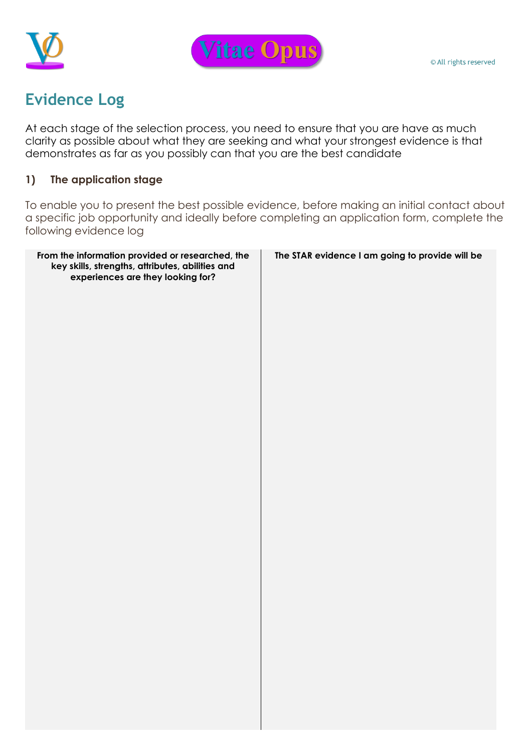Vitae Opus

©All rights reserved

# Evidence Log

At each stage of the selection process, you need to ensure that you are have as much clarity as possible about what they are seeking and what your strongest evidence is that demonstrates as far as you possibly can that you are the best candidate

### 1) The application stage

To enable you to present the best possible evidence, before making an initial contact about a specific job opportunity and ideally before completing an application form, complete the following evidence log

| From the information provided or researched, the key skills, strengths, attributes, abilities and experiences are they looking for? | The STAR evidence I am going to provide will be |
| --- | --- |
| | |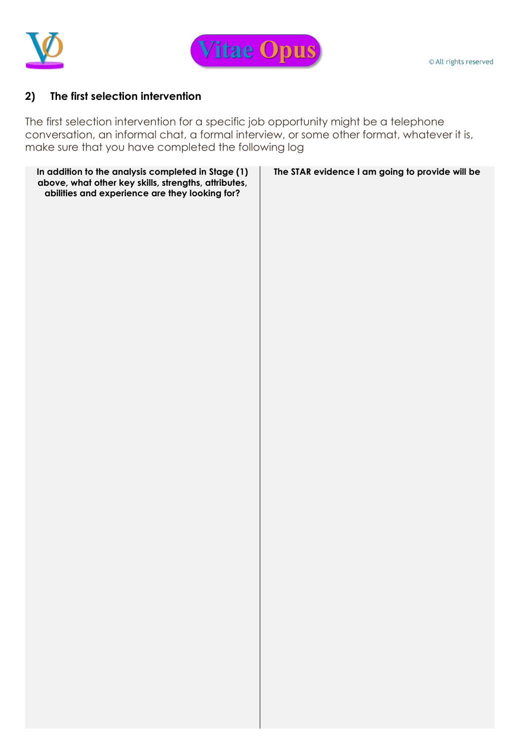## 2) The first selection intervention

The first selection intervention for a specific job opportunity might be a telephone conversation, an informal chat, a formal interview, or some other format, whatever it is, make sure that you have completed the following log

| In addition to the analysis completed in Stage (1) above, what other key skills, strengths, attributes, abilities and experience are they looking for? | The STAR evidence I am going to provide will be |
|---|---|
| | |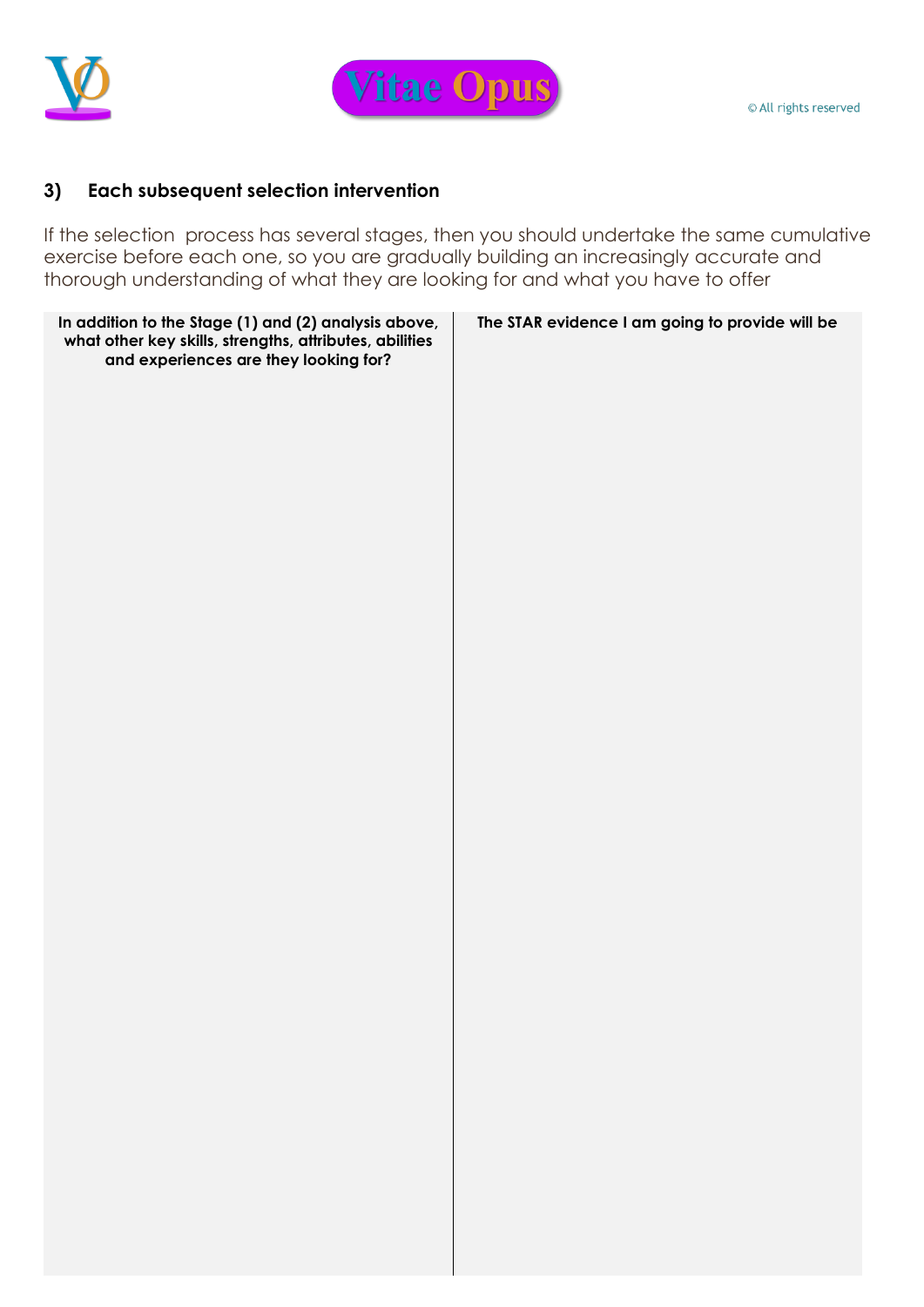## 3) Each subsequent selection intervention

If the selection process has several stages, then you should undertake the same cumulative exercise before each one, so you are gradually building an increasingly accurate and thorough understanding of what they are looking for and what you have to offer

| In addition to the Stage (1) and (2) analysis above, what other key skills, strengths, attributes, abilities and experiences are they looking for? | The STAR evidence I am going to provide will be |
|---|---|
| | |